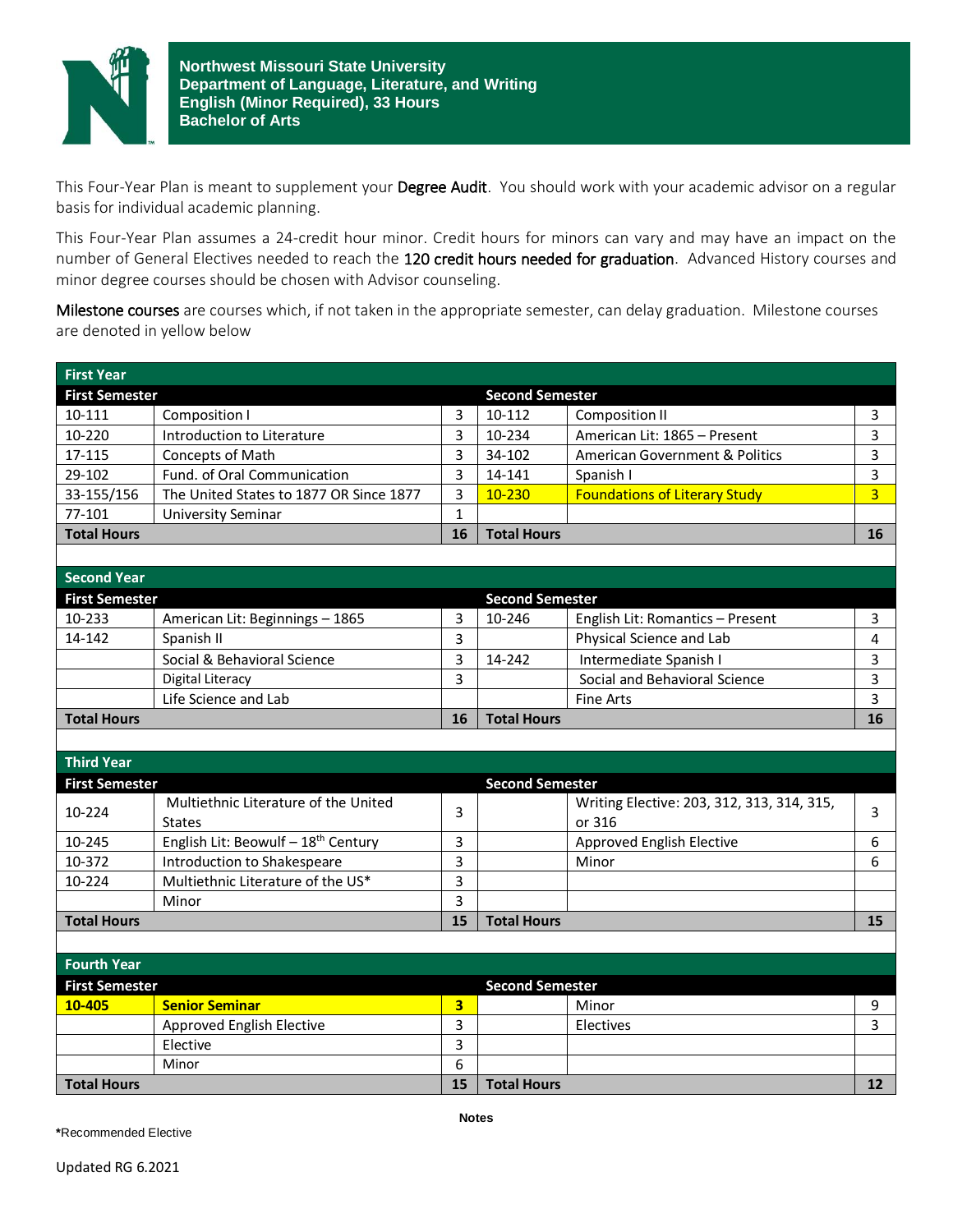# Northwest Missouri State University
## Department of Language, Literature, and Writing
## English (Minor Required), 33 Hours
## Bachelor of Arts

This Four-Year Plan is meant to supplement your **Degree Audit**. You should work with your academic advisor on a regular basis for individual academic planning.

This Four-Year Plan assumes a 24-credit hour minor. Credit hours for minors can vary and may have an impact on the number of General Electives needed to reach the **120 credit hours needed for graduation**. Advanced History courses and minor degree courses should be chosen with Advisor counseling.

**Milestone courses** are courses which, if not taken in the appropriate semester, can delay graduation. Milestone courses are denoted in yellow below

| **First Year** | | | | | |
|---|---|---|---|---|---|
| **First Semester** | | | **Second Semester** | | |
| 10-111 | Composition I | 3 | 10-112 | Composition II | 3 |
| 10-220 | Introduction to Literature | 3 | 10-234 | American Lit: 1865 – Present | 3 |
| 17-115 | Concepts of Math | 3 | 34-102 | American Government & Politics | 3 |
| 29-102 | Fund. of Oral Communication | 3 | 14-141 | Spanish I | 3 |
| 33-155/156 | The United States to 1877 OR Since 1877 | 3 | 10-230 | Foundations of Literary Study | 3 |
| 77-101 | University Seminar | 1 | | | |
| **Total Hours** | | **16** | **Total Hours** | | **16** |

| **Second Year** | | | | | |
|---|---|---|---|---|---|
| **First Semester** | | | **Second Semester** | | |
| 10-233 | American Lit: Beginnings – 1865 | 3 | 10-246 | English Lit: Romantics – Present | 3 |
| 14-142 | Spanish II | 3 | | Physical Science and Lab | 4 |
| | Social & Behavioral Science | 3 | 14-242 | Intermediate Spanish I | 3 |
| | Digital Literacy | 3 | | Social and Behavioral Science | 3 |
| | Life Science and Lab | | | Fine Arts | 3 |
| **Total Hours** | | **16** | **Total Hours** | | **16** |

| **Third Year** | | | | | |
|---|---|---|---|---|---|
| **First Semester** | | | **Second Semester** | | |
| 10-224 | Multiethnic Literature of the United States | 3 | | Writing Elective: 203, 312, 313, 314, 315, or 316 | 3 |
| 10-245 | English Lit: Beowulf – 18th Century | 3 | | Approved English Elective | 6 |
| 10-372 | Introduction to Shakespeare | 3 | | Minor | 6 |
| 10-224 | Multiethnic Literature of the US* | 3 | | | |
| | Minor | 3 | | | |
| **Total Hours** | | **15** | **Total Hours** | | **15** |

| **Fourth Year** | | | | | |
|---|---|---|---|---|---|
| **First Semester** | | | **Second Semester** | | |
| **10-405** | **Senior Seminar** | **3** | | Minor | 9 |
| | Approved English Elective | 3 | | Electives | 3 |
| | Elective | 3 | | | |
| | Minor | 6 | | | |
| **Total Hours** | | **15** | **Total Hours** | | **12** |

**Notes**

***Recommended Elective**

Updated RG 6.2021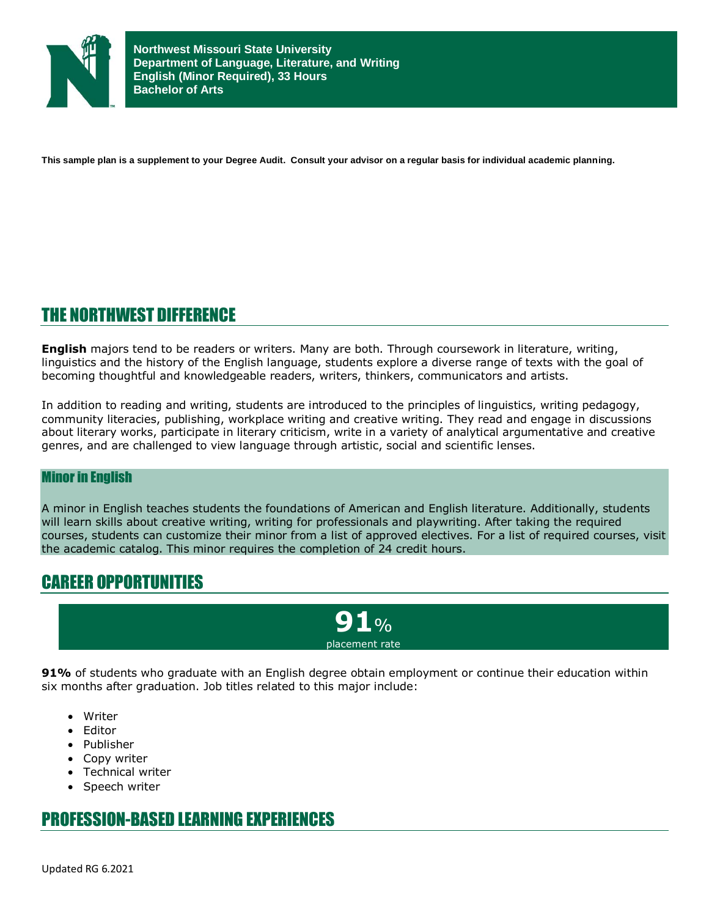**Northwest Missouri State University**
**Department of Language, Literature, and Writing**
**English (Minor Required), 33 Hours**
**Bachelor of Arts**

**This sample plan is a supplement to your Degree Audit. Consult your advisor on a regular basis for individual academic planning.**

## THE NORTHWEST DIFFERENCE

**English** majors tend to be readers or writers. Many are both. Through coursework in literature, writing, linguistics and the history of the English language, students explore a diverse range of texts with the goal of becoming thoughtful and knowledgeable readers, writers, thinkers, communicators and artists.

In addition to reading and writing, students are introduced to the principles of linguistics, writing pedagogy, community literacies, publishing, workplace writing and creative writing. They read and engage in discussions about literary works, participate in literary criticism, write in a variety of analytical argumentative and creative genres, and are challenged to view language through artistic, social and scientific lenses.

### Minor in English

A minor in English teaches students the foundations of American and English literature. Additionally, students will learn skills about creative writing, writing for professionals and playwriting. After taking the required courses, students can customize their minor from a list of approved electives. For a list of required courses, visit the academic catalog. This minor requires the completion of 24 credit hours.

## CAREER OPPORTUNITIES

**91**%
placement rate

**91%** of students who graduate with an English degree obtain employment or continue their education within six months after graduation. Job titles related to this major include:

- Writer
- Editor
- Publisher
- Copy writer
- Technical writer
- Speech writer

## PROFESSION-BASED LEARNING EXPERIENCES

Updated RG 6.2021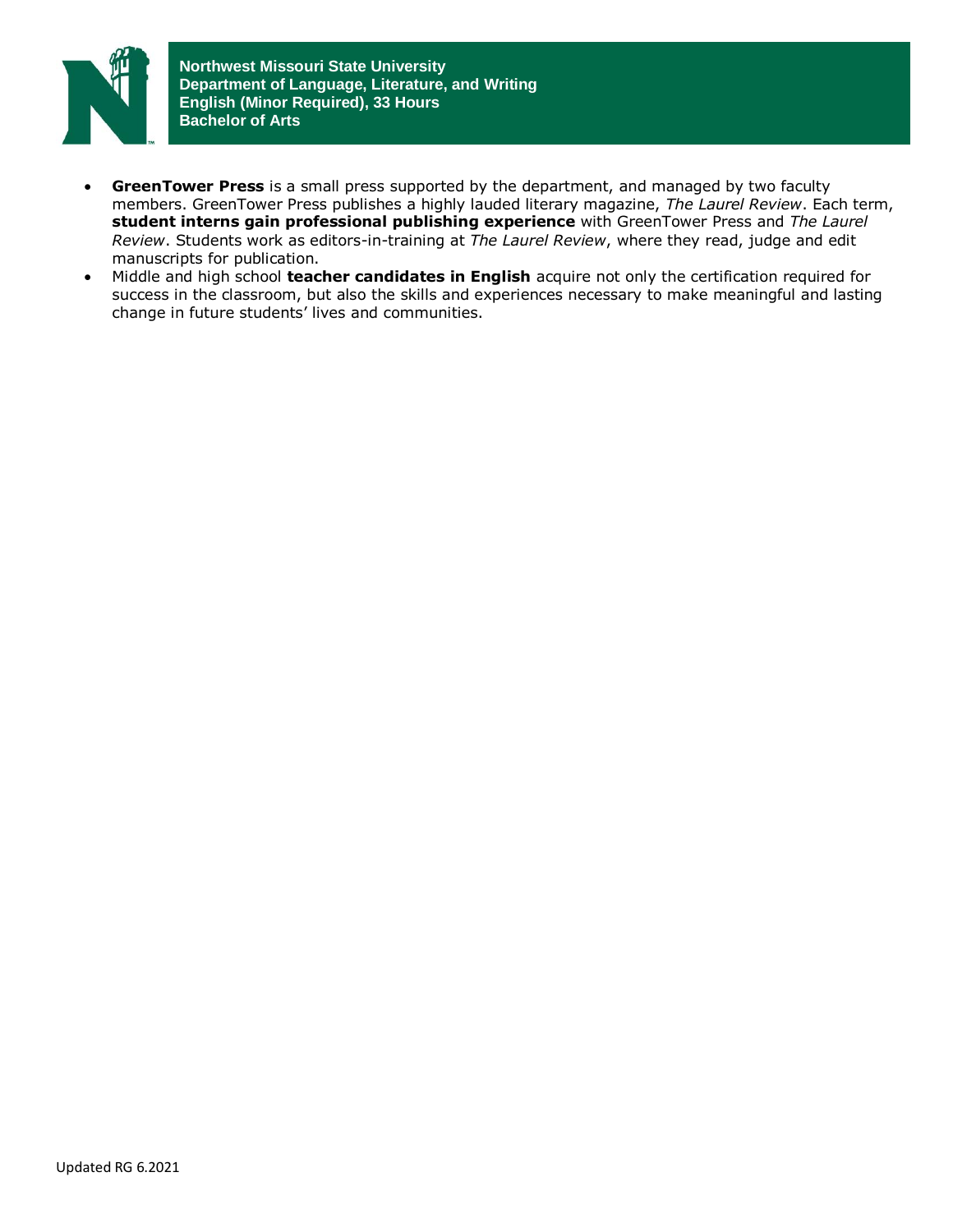- **GreenTower Press** is a small press supported by the department, and managed by two faculty members. GreenTower Press publishes a highly lauded literary magazine, *The Laurel Review*. Each term, **student interns gain professional publishing experience** with GreenTower Press and *The Laurel Review*. Students work as editors-in-training at *The Laurel Review*, where they read, judge and edit manuscripts for publication.
- Middle and high school **teacher candidates in English** acquire not only the certification required for success in the classroom, but also the skills and experiences necessary to make meaningful and lasting change in future students' lives and communities.

Updated RG 6.2021